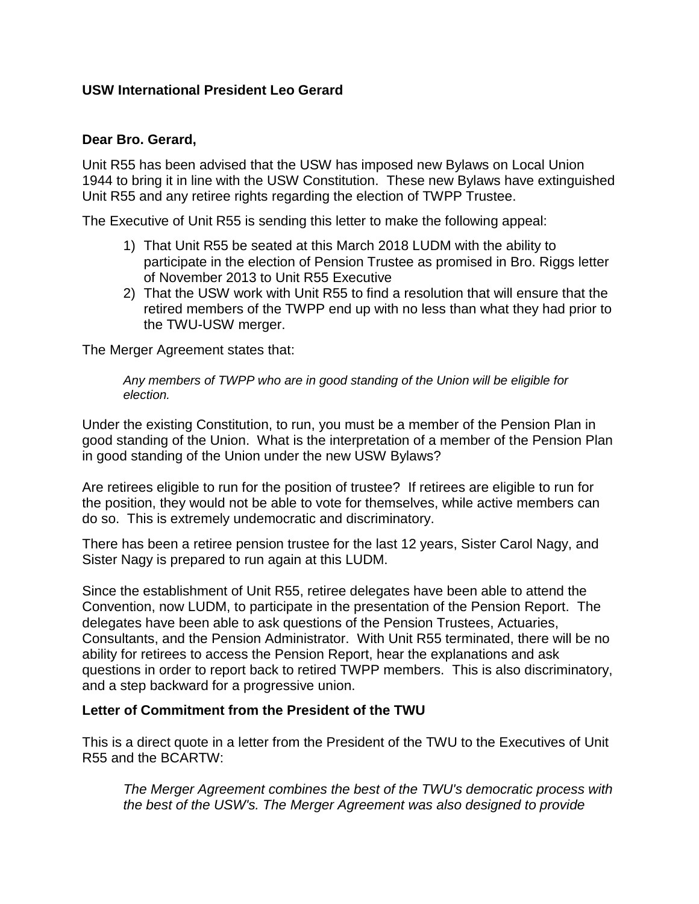**USW International President Leo Gerard**

**Dear Bro. Gerard,**

Unit R55 has been advised that the USW has imposed new Bylaws on Local Union 1944 to bring it in line with the USW Constitution. These new Bylaws have extinguished Unit R55 and any retiree rights regarding the election of TWPP Trustee.

The Executive of Unit R55 is sending this letter to make the following appeal:

1) That Unit R55 be seated at this March 2018 LUDM with the ability to participate in the election of Pension Trustee as promised in Bro. Riggs letter of November 2013 to Unit R55 Executive
2) That the USW work with Unit R55 to find a resolution that will ensure that the retired members of the TWPP end up with no less than what they had prior to the TWU-USW merger.

The Merger Agreement states that:

> *Any members of TWPP who are in good standing of the Union will be eligible for election.*

Under the existing Constitution, to run, you must be a member of the Pension Plan in good standing of the Union. What is the interpretation of a member of the Pension Plan in good standing of the Union under the new USW Bylaws?

Are retirees eligible to run for the position of trustee? If retirees are eligible to run for the position, they would not be able to vote for themselves, while active members can do so. This is extremely undemocratic and discriminatory.

There has been a retiree pension trustee for the last 12 years, Sister Carol Nagy, and Sister Nagy is prepared to run again at this LUDM.

Since the establishment of Unit R55, retiree delegates have been able to attend the Convention, now LUDM, to participate in the presentation of the Pension Report. The delegates have been able to ask questions of the Pension Trustees, Actuaries, Consultants, and the Pension Administrator. With Unit R55 terminated, there will be no ability for retirees to access the Pension Report, hear the explanations and ask questions in order to report back to retired TWPP members. This is also discriminatory, and a step backward for a progressive union.

**Letter of Commitment from the President of the TWU**

This is a direct quote in a letter from the President of the TWU to the Executives of Unit R55 and the BCARTW:

> *The Merger Agreement combines the best of the TWU's democratic process with the best of the USW's. The Merger Agreement was also designed to provide*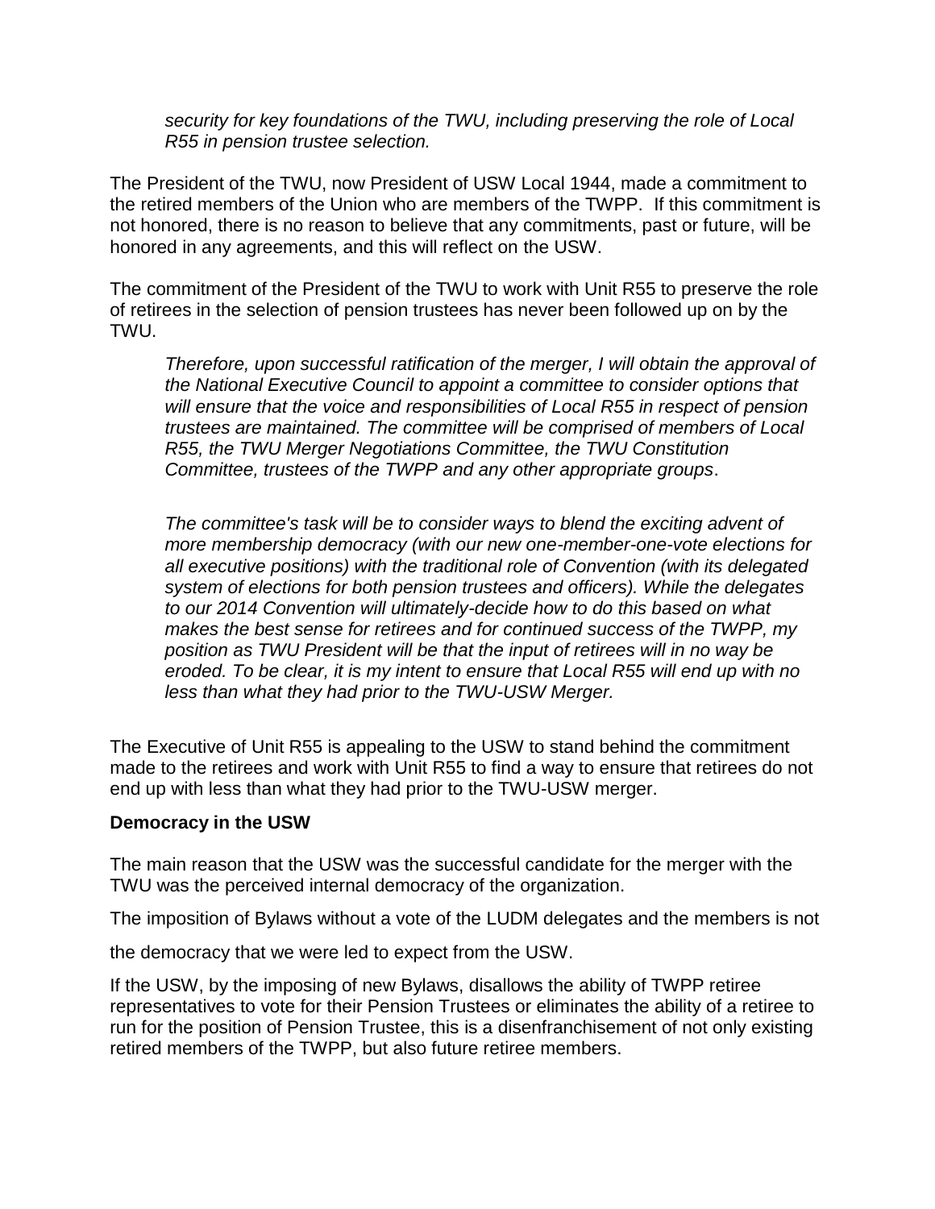*security for key foundations of the TWU, including preserving the role of Local R55 in pension trustee selection.*

The President of the TWU, now President of USW Local 1944, made a commitment to the retired members of the Union who are members of the TWPP. If this commitment is not honored, there is no reason to believe that any commitments, past or future, will be honored in any agreements, and this will reflect on the USW.

The commitment of the President of the TWU to work with Unit R55 to preserve the role of retirees in the selection of pension trustees has never been followed up on by the TWU.

> *Therefore, upon successful ratification of the merger, I will obtain the approval of the National Executive Council to appoint a committee to consider options that will ensure that the voice and responsibilities of Local R55 in respect of pension trustees are maintained. The committee will be comprised of members of Local R55, the TWU Merger Negotiations Committee, the TWU Constitution Committee, trustees of the TWPP and any other appropriate groups*.
>
> *The committee's task will be to consider ways to blend the exciting advent of more membership democracy (with our new one-member-one-vote elections for all executive positions) with the traditional role of Convention (with its delegated system of elections for both pension trustees and officers). While the delegates to our 2014 Convention will ultimately-decide how to do this based on what makes the best sense for retirees and for continued success of the TWPP, my position as TWU President will be that the input of retirees will in no way be eroded. To be clear, it is my intent to ensure that Local R55 will end up with no less than what they had prior to the TWU-USW Merger.*

The Executive of Unit R55 is appealing to the USW to stand behind the commitment made to the retirees and work with Unit R55 to find a way to ensure that retirees do not end up with less than what they had prior to the TWU-USW merger.

**Democracy in the USW**

The main reason that the USW was the successful candidate for the merger with the TWU was the perceived internal democracy of the organization.

The imposition of Bylaws without a vote of the LUDM delegates and the members is not the democracy that we were led to expect from the USW.

If the USW, by the imposing of new Bylaws, disallows the ability of TWPP retiree representatives to vote for their Pension Trustees or eliminates the ability of a retiree to run for the position of Pension Trustee, this is a disenfranchisement of not only existing retired members of the TWPP, but also future retiree members.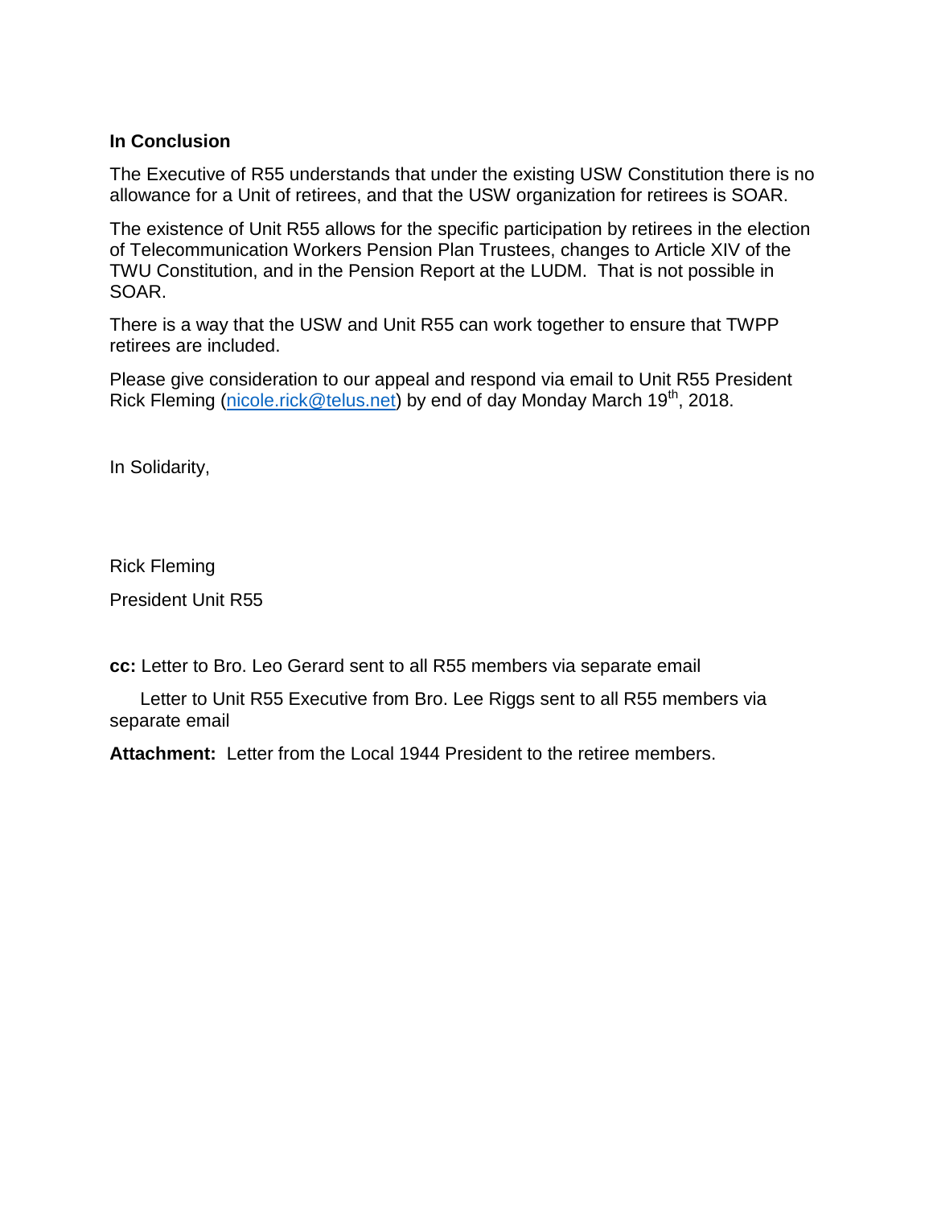**In Conclusion**

The Executive of R55 understands that under the existing USW Constitution there is no allowance for a Unit of retirees, and that the USW organization for retirees is SOAR.

The existence of Unit R55 allows for the specific participation by retirees in the election of Telecommunication Workers Pension Plan Trustees, changes to Article XIV of the TWU Constitution, and in the Pension Report at the LUDM. That is not possible in SOAR.

There is a way that the USW and Unit R55 can work together to ensure that TWPP retirees are included.

Please give consideration to our appeal and respond via email to Unit R55 President Rick Fleming (nicole.rick@telus.net) by end of day Monday March 19th, 2018.

In Solidarity,

Rick Fleming

President Unit R55

**cc:** Letter to Bro. Leo Gerard sent to all R55 members via separate email

Letter to Unit R55 Executive from Bro. Lee Riggs sent to all R55 members via separate email

**Attachment:** Letter from the Local 1944 President to the retiree members.